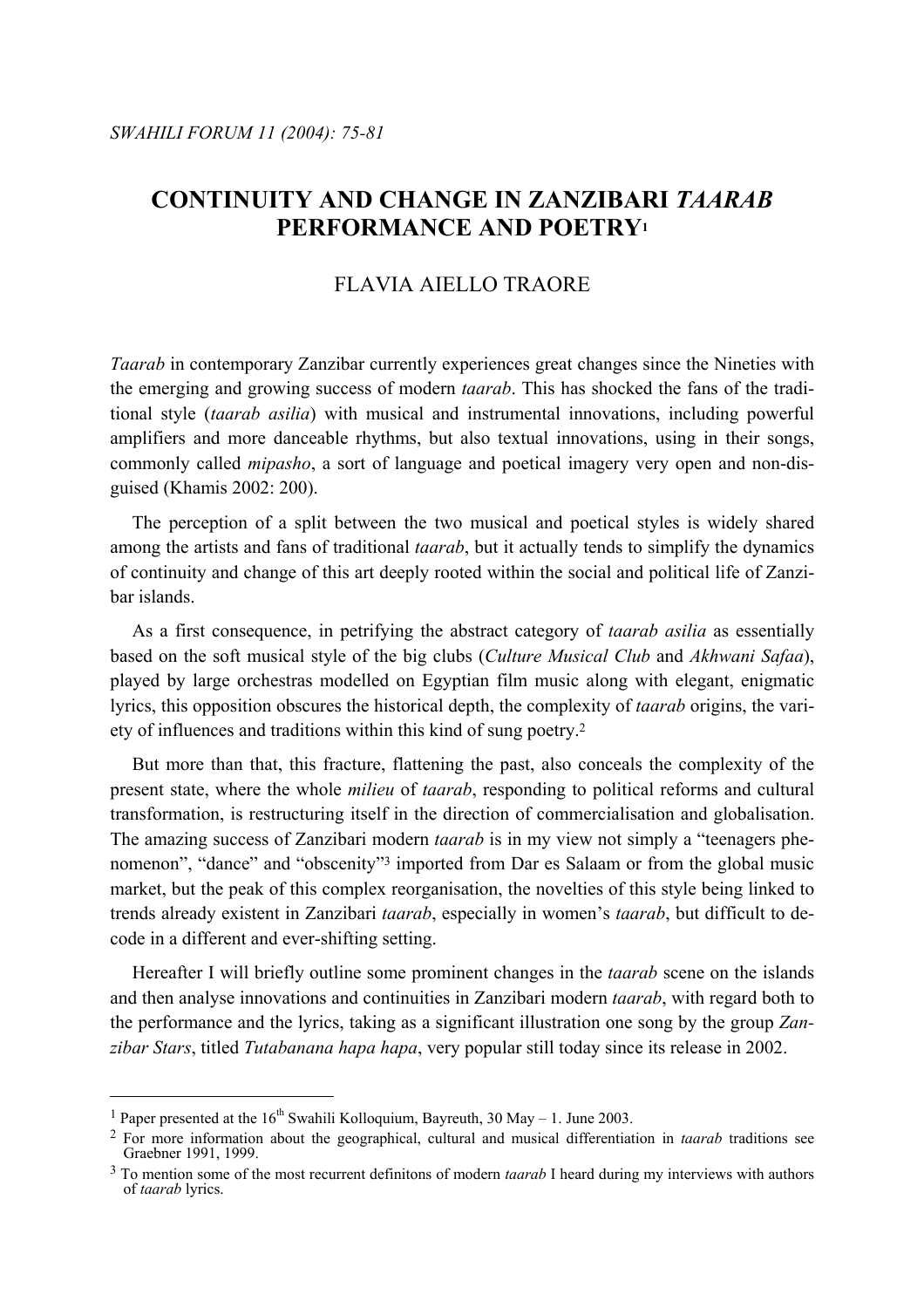# CONTINUITY AND CHANGE IN ZANZIBARI *TAARAB* PERFORMANCE AND POETRY[1]

FLAVIA AIELLO TRAORE

*Taarab* in contemporary Zanzibar currently experiences great changes since the Nineties with the emerging and growing success of modern *taarab*. This has shocked the fans of the traditional style (*taarab asilia*) with musical and instrumental innovations, including powerful amplifiers and more danceable rhythms, but also textual innovations, using in their songs, commonly called *mipasho*, a sort of language and poetical imagery very open and non-disguised (Khamis 2002: 200).

The perception of a split between the two musical and poetical styles is widely shared among the artists and fans of traditional *taarab*, but it actually tends to simplify the dynamics of continuity and change of this art deeply rooted within the social and political life of Zanzibar islands.

As a first consequence, in petrifying the abstract category of *taarab asilia* as essentially based on the soft musical style of the big clubs (*Culture Musical Club* and *Akhwani Safaa*), played by large orchestras modelled on Egyptian film music along with elegant, enigmatic lyrics, this opposition obscures the historical depth, the complexity of *taarab* origins, the variety of influences and traditions within this kind of sung poetry.[2]

But more than that, this fracture, flattening the past, also conceals the complexity of the present state, where the whole *milieu* of *taarab*, responding to political reforms and cultural transformation, is restructuring itself in the direction of commercialisation and globalisation. The amazing success of Zanzibari modern *taarab* is in my view not simply a "teenagers phenomenon", "dance" and "obscenity"[3] imported from Dar es Salaam or from the global music market, but the peak of this complex reorganisation, the novelties of this style being linked to trends already existent in Zanzibari *taarab*, especially in women's *taarab*, but difficult to decode in a different and ever-shifting setting.

Hereafter I will briefly outline some prominent changes in the *taarab* scene on the islands and then analyse innovations and continuities in Zanzibari modern *taarab*, with regard both to the performance and the lyrics, taking as a significant illustration one song by the group *Zanzibar Stars*, titled *Tutabanana hapa hapa*, very popular still today since its release in 2002.

---

[1] Paper presented at the 16th Swahili Kolloquium, Bayreuth, 30 May – 1. June 2003.

[2] For more information about the geographical, cultural and musical differentiation in *taarab* traditions see Graebner 1991, 1999.

[3] To mention some of the most recurrent definitons of modern *taarab* I heard during my interviews with authors of *taarab* lyrics.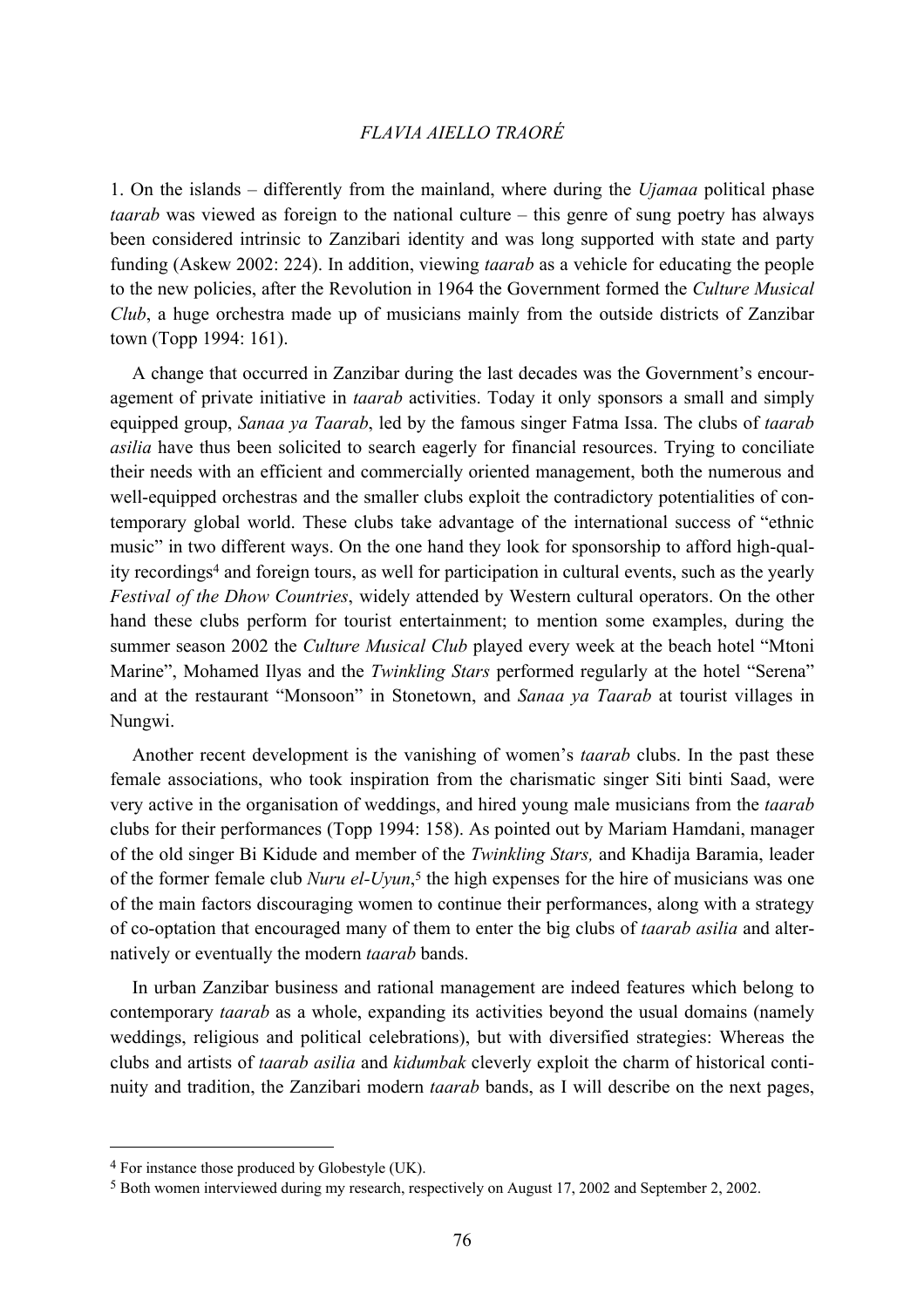1. On the islands – differently from the mainland, where during the *Ujamaa* political phase *taarab* was viewed as foreign to the national culture – this genre of sung poetry has always been considered intrinsic to Zanzibari identity and was long supported with state and party funding (Askew 2002: 224). In addition, viewing *taarab* as a vehicle for educating the people to the new policies, after the Revolution in 1964 the Government formed the *Culture Musical Club*, a huge orchestra made up of musicians mainly from the outside districts of Zanzibar town (Topp 1994: 161).

A change that occurred in Zanzibar during the last decades was the Government's encouragement of private initiative in *taarab* activities. Today it only sponsors a small and simply equipped group, *Sanaa ya Taarab*, led by the famous singer Fatma Issa. The clubs of *taarab asilia* have thus been solicited to search eagerly for financial resources. Trying to conciliate their needs with an efficient and commercially oriented management, both the numerous and well-equipped orchestras and the smaller clubs exploit the contradictory potentialities of contemporary global world. These clubs take advantage of the international success of "ethnic music" in two different ways. On the one hand they look for sponsorship to afford high-quality recordings[4] and foreign tours, as well for participation in cultural events, such as the yearly *Festival of the Dhow Countries*, widely attended by Western cultural operators. On the other hand these clubs perform for tourist entertainment; to mention some examples, during the summer season 2002 the *Culture Musical Club* played every week at the beach hotel "Mtoni Marine", Mohamed Ilyas and the *Twinkling Stars* performed regularly at the hotel "Serena" and at the restaurant "Monsoon" in Stonetown, and *Sanaa ya Taarab* at tourist villages in Nungwi.

Another recent development is the vanishing of women's *taarab* clubs. In the past these female associations, who took inspiration from the charismatic singer Siti binti Saad, were very active in the organisation of weddings, and hired young male musicians from the *taarab* clubs for their performances (Topp 1994: 158). As pointed out by Mariam Hamdani, manager of the old singer Bi Kidude and member of the *Twinkling Stars,* and Khadija Baramia, leader of the former female club *Nuru el-Uyun*,[5] the high expenses for the hire of musicians was one of the main factors discouraging women to continue their performances, along with a strategy of co-optation that encouraged many of them to enter the big clubs of *taarab asilia* and alternatively or eventually the modern *taarab* bands.

In urban Zanzibar business and rational management are indeed features which belong to contemporary *taarab* as a whole, expanding its activities beyond the usual domains (namely weddings, religious and political celebrations), but with diversified strategies: Whereas the clubs and artists of *taarab asilia* and *kidumbak* cleverly exploit the charm of historical continuity and tradition, the Zanzibari modern *taarab* bands, as I will describe on the next pages,

---

[4] For instance those produced by Globestyle (UK).

[5] Both women interviewed during my research, respectively on August 17, 2002 and September 2, 2002.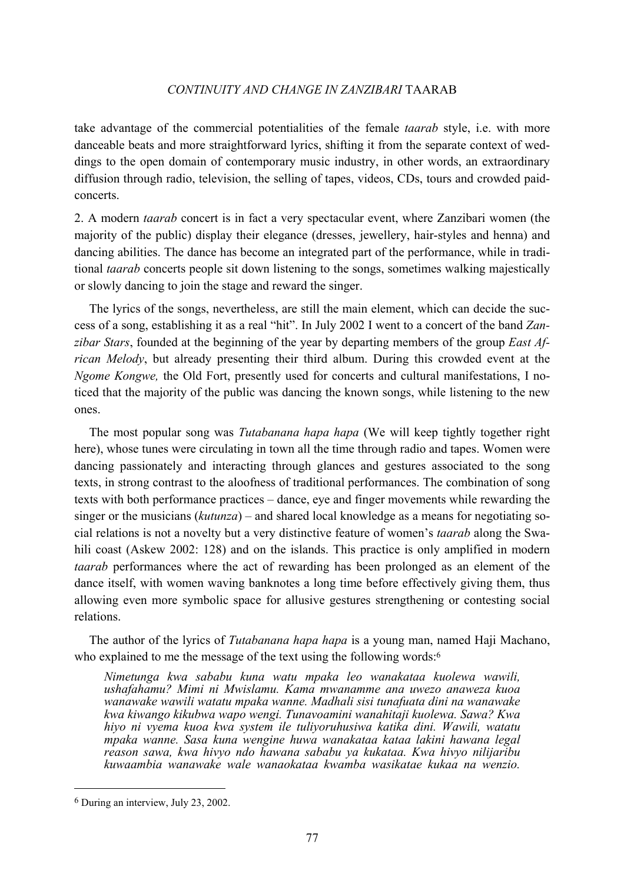take advantage of the commercial potentialities of the female *taarab* style, i.e. with more danceable beats and more straightforward lyrics, shifting it from the separate context of weddings to the open domain of contemporary music industry, in other words, an extraordinary diffusion through radio, television, the selling of tapes, videos, CDs, tours and crowded paid-concerts.

2. A modern *taarab* concert is in fact a very spectacular event, where Zanzibari women (the majority of the public) display their elegance (dresses, jewellery, hair-styles and henna) and dancing abilities. The dance has become an integrated part of the performance, while in traditional *taarab* concerts people sit down listening to the songs, sometimes walking majestically or slowly dancing to join the stage and reward the singer.

The lyrics of the songs, nevertheless, are still the main element, which can decide the success of a song, establishing it as a real "hit". In July 2002 I went to a concert of the band *Zanzibar Stars*, founded at the beginning of the year by departing members of the group *East African Melody*, but already presenting their third album. During this crowded event at the *Ngome Kongwe,* the Old Fort, presently used for concerts and cultural manifestations, I noticed that the majority of the public was dancing the known songs, while listening to the new ones.

The most popular song was *Tutabanana hapa hapa* (We will keep tightly together right here), whose tunes were circulating in town all the time through radio and tapes. Women were dancing passionately and interacting through glances and gestures associated to the song texts, in strong contrast to the aloofness of traditional performances. The combination of song texts with both performance practices – dance, eye and finger movements while rewarding the singer or the musicians (*kutunza*) – and shared local knowledge as a means for negotiating social relations is not a novelty but a very distinctive feature of women's *taarab* along the Swahili coast (Askew 2002: 128) and on the islands. This practice is only amplified in modern *taarab* performances where the act of rewarding has been prolonged as an element of the dance itself, with women waving banknotes a long time before effectively giving them, thus allowing even more symbolic space for allusive gestures strengthening or contesting social relations.

The author of the lyrics of *Tutabanana hapa hapa* is a young man, named Haji Machano, who explained to me the message of the text using the following words:[6]

> *Nimetunga kwa sababu kuna watu mpaka leo wanakataa kuolewa wawili, ushafahamu? Mimi ni Mwislamu. Kama mwanamme ana uwezo anaweza kuoa wanawake wawili watatu mpaka wanne. Madhali sisi tunafuata dini na wanawake kwa kiwango kikubwa wapo wengi. Tunavoamini wanahitaji kuolewa. Sawa? Kwa hiyo ni vyema kuoa kwa system ile tuliyoruhusiwa katika dini. Wawili, watatu mpaka wanne. Sasa kuna wengine huwa wanakataa kataa lakini hawana legal reason sawa, kwa hivyo ndo hawana sababu ya kukataa. Kwa hivyo nilijaribu kuwaambia wanawake wale wanaokataa kwamba wasikatae kukaa na wenzio.*

[6] During an interview, July 23, 2002.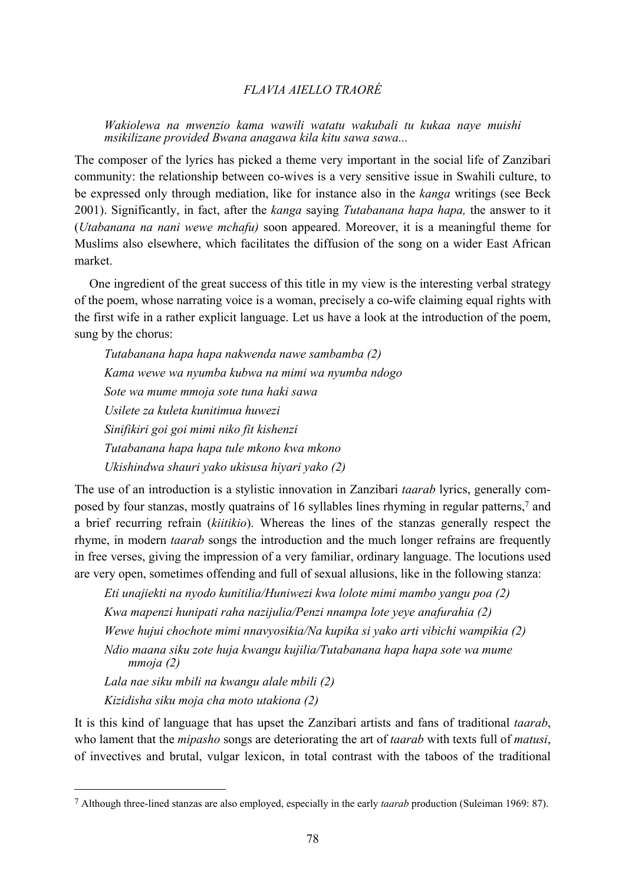*Wakiolewa na mwenzio kama wawili watatu wakubali tu kukaa naye muishi msikilizane provided Bwana anagawa kila kitu sawa sawa...*

The composer of the lyrics has picked a theme very important in the social life of Zanzibari community: the relationship between co-wives is a very sensitive issue in Swahili culture, to be expressed only through mediation, like for instance also in the *kanga* writings (see Beck 2001). Significantly, in fact, after the *kanga* saying *Tutabanana hapa hapa,* the answer to it (*Utabanana na nani wewe mchafu)* soon appeared. Moreover, it is a meaningful theme for Muslims also elsewhere, which facilitates the diffusion of the song on a wider East African market.

One ingredient of the great success of this title in my view is the interesting verbal strategy of the poem, whose narrating voice is a woman, precisely a co-wife claiming equal rights with the first wife in a rather explicit language. Let us have a look at the introduction of the poem, sung by the chorus:

> *Tutabanana hapa hapa nakwenda nawe sambamba (2)*
> *Kama wewe wa nyumba kubwa na mimi wa nyumba ndogo*
> *Sote wa mume mmoja sote tuna haki sawa*
> *Usilete za kuleta kunitimua huwezi*
> *Sinifikiri goi goi mimi niko fit kishenzi*
> *Tutabanana hapa hapa tule mkono kwa mkono*
> *Ukishindwa shauri yako ukisusa hiyari yako (2)*

The use of an introduction is a stylistic innovation in Zanzibari *taarab* lyrics, generally composed by four stanzas, mostly quatrains of 16 syllables lines rhyming in regular patterns,[7] and a brief recurring refrain (*kiitikio*). Whereas the lines of the stanzas generally respect the rhyme, in modern *taarab* songs the introduction and the much longer refrains are frequently in free verses, giving the impression of a very familiar, ordinary language. The locutions used are very open, sometimes offending and full of sexual allusions, like in the following stanza:

> *Eti unajiekti na nyodo kunitilia/Huniwezi kwa lolote mimi mambo yangu poa (2)*
> *Kwa mapenzi hunipati raha nazijulia/Penzi nnampa lote yeye anafurahia (2)*
> *Wewe hujui chochote mimi nnavyosikia/Na kupika si yako arti vibichi wampikia (2)*
> *Ndio maana siku zote huja kwangu kujilia/Tutabanana hapa hapa sote wa mume mmoja (2)*
> *Lala nae siku mbili na kwangu alale mbili (2)*
> *Kizidisha siku moja cha moto utakiona (2)*

It is this kind of language that has upset the Zanzibari artists and fans of traditional *taarab*, who lament that the *mipasho* songs are deteriorating the art of *taarab* with texts full of *matusi*, of invectives and brutal, vulgar lexicon, in total contrast with the taboos of the traditional

---

[7] Although three-lined stanzas are also employed, especially in the early *taarab* production (Suleiman 1969: 87).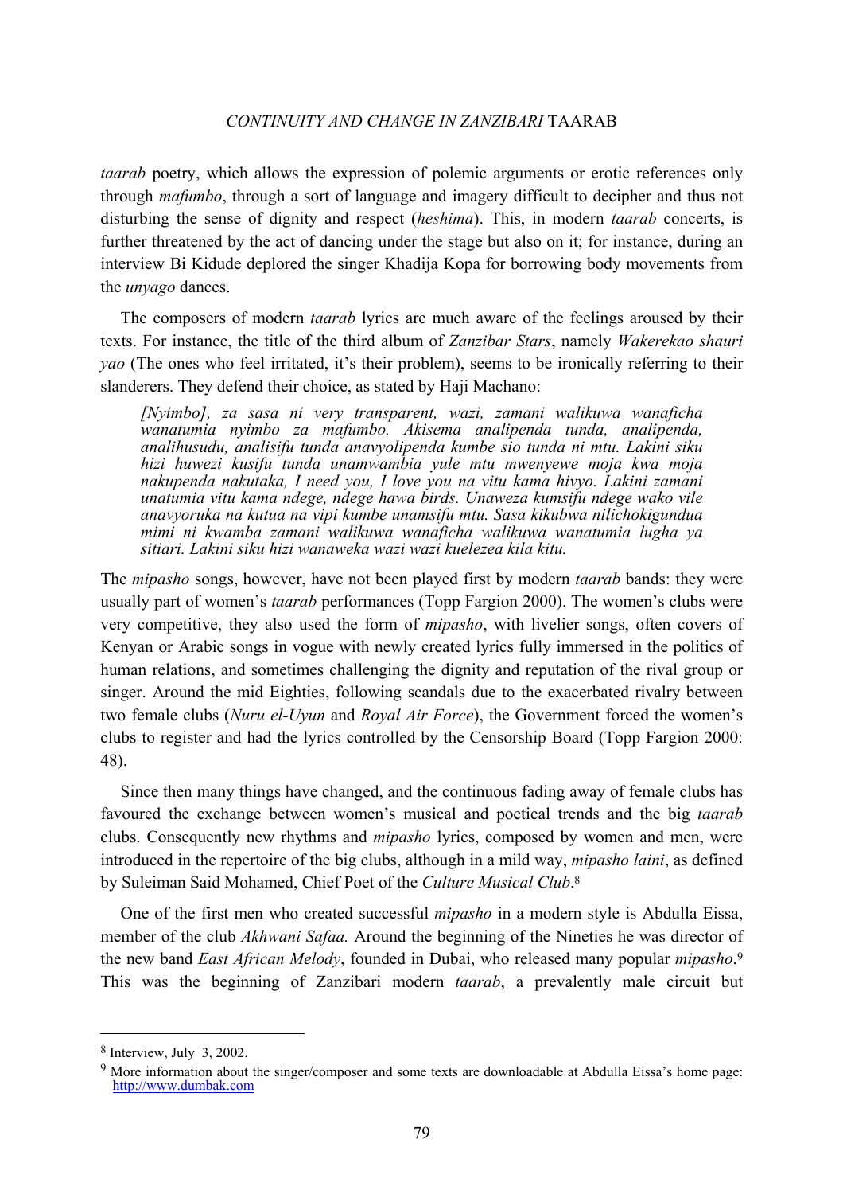*taarab* poetry, which allows the expression of polemic arguments or erotic references only through *mafumbo*, through a sort of language and imagery difficult to decipher and thus not disturbing the sense of dignity and respect (*heshima*). This, in modern *taarab* concerts, is further threatened by the act of dancing under the stage but also on it; for instance, during an interview Bi Kidude deplored the singer Khadija Kopa for borrowing body movements from the *unyago* dances.

The composers of modern *taarab* lyrics are much aware of the feelings aroused by their texts. For instance, the title of the third album of *Zanzibar Stars*, namely *Wakerekao shauri yao* (The ones who feel irritated, it's their problem), seems to be ironically referring to their slanderers. They defend their choice, as stated by Haji Machano:

> *[Nyimbo], za sasa ni very transparent, wazi, zamani walikuwa wanaficha wanatumia nyimbo za mafumbo. Akisema analipenda tunda, analipenda, analihusudu, analisifu tunda anavyolipenda kumbe sio tunda ni mtu. Lakini siku hizi huwezi kusifu tunda unamwambia yule mtu mwenyewe moja kwa moja nakupenda nakutaka, I need you, I love you na vitu kama hivyo. Lakini zamani unatumia vitu kama ndege, ndege hawa birds. Unaweza kumsifu ndege wako vile anavyoruka na kutua na vipi kumbe unamsifu mtu. Sasa kikubwa nilichokigundua mimi ni kwamba zamani walikuwa wanaficha walikuwa wanatumia lugha ya sitiari. Lakini siku hizi wanaweka wazi wazi kuelezea kila kitu.*

The *mipasho* songs, however, have not been played first by modern *taarab* bands: they were usually part of women's *taarab* performances (Topp Fargion 2000). The women's clubs were very competitive, they also used the form of *mipasho*, with livelier songs, often covers of Kenyan or Arabic songs in vogue with newly created lyrics fully immersed in the politics of human relations, and sometimes challenging the dignity and reputation of the rival group or singer. Around the mid Eighties, following scandals due to the exacerbated rivalry between two female clubs (*Nuru el-Uyun* and *Royal Air Force*), the Government forced the women's clubs to register and had the lyrics controlled by the Censorship Board (Topp Fargion 2000: 48).

Since then many things have changed, and the continuous fading away of female clubs has favoured the exchange between women's musical and poetical trends and the big *taarab* clubs. Consequently new rhythms and *mipasho* lyrics, composed by women and men, were introduced in the repertoire of the big clubs, although in a mild way, *mipasho laini*, as defined by Suleiman Said Mohamed, Chief Poet of the *Culture Musical Club*.[8]

One of the first men who created successful *mipasho* in a modern style is Abdulla Eissa, member of the club *Akhwani Safaa.* Around the beginning of the Nineties he was director of the new band *East African Melody*, founded in Dubai, who released many popular *mipasho*.[9] This was the beginning of Zanzibari modern *taarab*, a prevalently male circuit but

---

[8] Interview, July 3, 2002.

[9] More information about the singer/composer and some texts are downloadable at Abdulla Eissa's home page: http://www.dumbak.com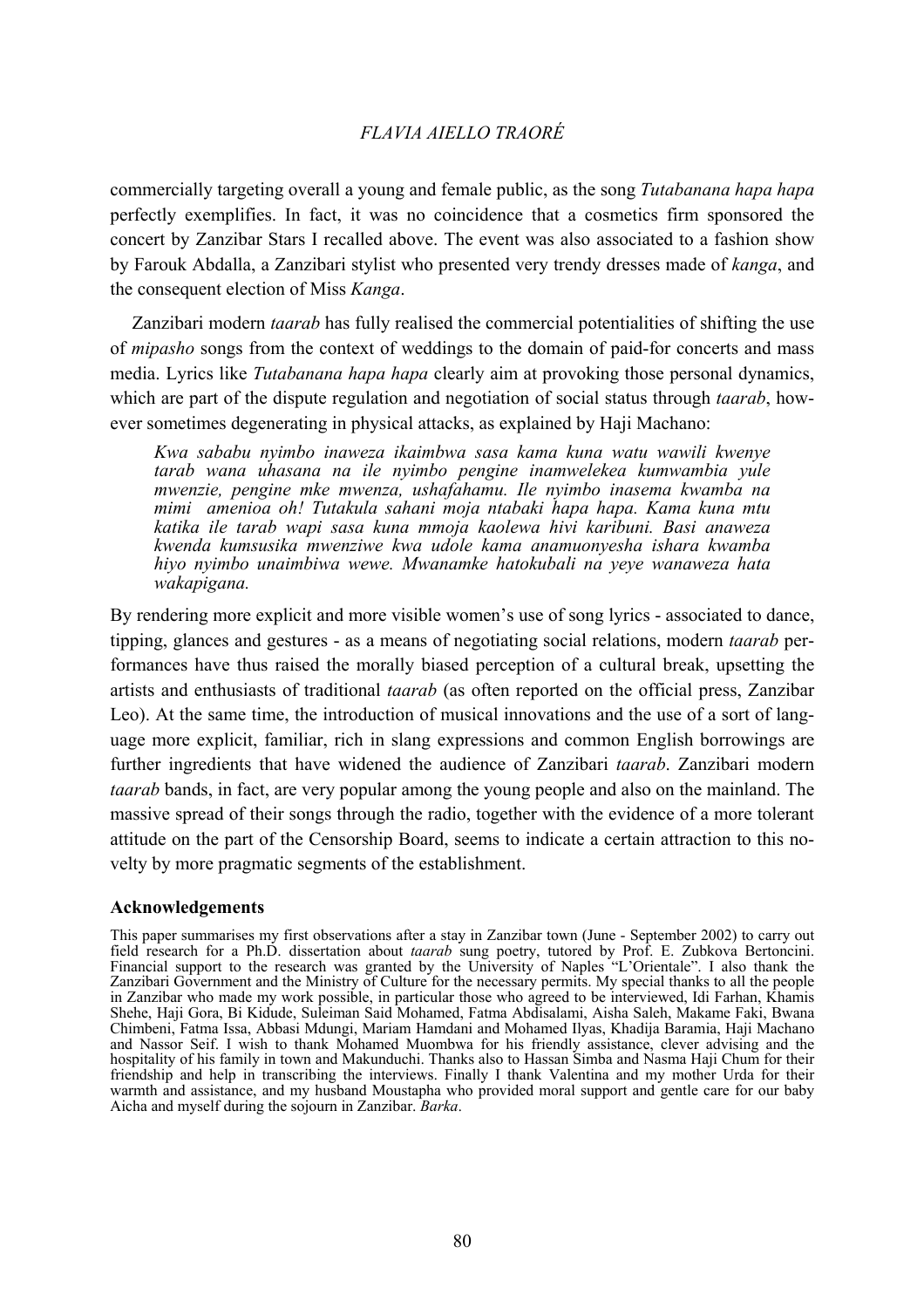commercially targeting overall a young and female public, as the song *Tutabanana hapa hapa* perfectly exemplifies. In fact, it was no coincidence that a cosmetics firm sponsored the concert by Zanzibar Stars I recalled above. The event was also associated to a fashion show by Farouk Abdalla, a Zanzibari stylist who presented very trendy dresses made of *kanga*, and the consequent election of Miss *Kanga*.

Zanzibari modern *taarab* has fully realised the commercial potentialities of shifting the use of *mipasho* songs from the context of weddings to the domain of paid-for concerts and mass media. Lyrics like *Tutabanana hapa hapa* clearly aim at provoking those personal dynamics, which are part of the dispute regulation and negotiation of social status through *taarab*, however sometimes degenerating in physical attacks, as explained by Haji Machano:

> *Kwa sababu nyimbo inaweza ikaimbwa sasa kama kuna watu wawili kwenye tarab wana uhasana na ile nyimbo pengine inamwelekea kumwambia yule mwenzie, pengine mke mwenza, ushafahamu. Ile nyimbo inasema kwamba na mimi amenioa oh! Tutakula sahani moja ntabaki hapa hapa. Kama kuna mtu katika ile tarab wapi sasa kuna mmoja kaolewa hivi karibuni. Basi anaweza kwenda kumsusika mwenziwe kwa udole kama anamuonyesha ishara kwamba hiyo nyimbo unaimbiwa wewe. Mwanamke hatokubali na yeye wanaweza hata wakapigana.*

By rendering more explicit and more visible women's use of song lyrics - associated to dance, tipping, glances and gestures - as a means of negotiating social relations, modern *taarab* performances have thus raised the morally biased perception of a cultural break, upsetting the artists and enthusiasts of traditional *taarab* (as often reported on the official press, Zanzibar Leo). At the same time, the introduction of musical innovations and the use of a sort of language more explicit, familiar, rich in slang expressions and common English borrowings are further ingredients that have widened the audience of Zanzibari *taarab*. Zanzibari modern *taarab* bands, in fact, are very popular among the young people and also on the mainland. The massive spread of their songs through the radio, together with the evidence of a more tolerant attitude on the part of the Censorship Board, seems to indicate a certain attraction to this novelty by more pragmatic segments of the establishment.

### Acknowledgements

This paper summarises my first observations after a stay in Zanzibar town (June - September 2002) to carry out field research for a Ph.D. dissertation about *taarab* sung poetry, tutored by Prof. E. Zubkova Bertoncini. Financial support to the research was granted by the University of Naples "L'Orientale". I also thank the Zanzibari Government and the Ministry of Culture for the necessary permits. My special thanks to all the people in Zanzibar who made my work possible, in particular those who agreed to be interviewed, Idi Farhan, Khamis Shehe, Haji Gora, Bi Kidude, Suleiman Said Mohamed, Fatma Abdisalami, Aisha Saleh, Makame Faki, Bwana Chimbeni, Fatma Issa, Abbasi Mdungi, Mariam Hamdani and Mohamed Ilyas, Khadija Baramia, Haji Machano and Nassor Seif. I wish to thank Mohamed Muombwa for his friendly assistance, clever advising and the hospitality of his family in town and Makunduchi. Thanks also to Hassan Simba and Nasma Haji Chum for their friendship and help in transcribing the interviews. Finally I thank Valentina and my mother Urda for their warmth and assistance, and my husband Moustapha who provided moral support and gentle care for our baby Aicha and myself during the sojourn in Zanzibar. *Barka*.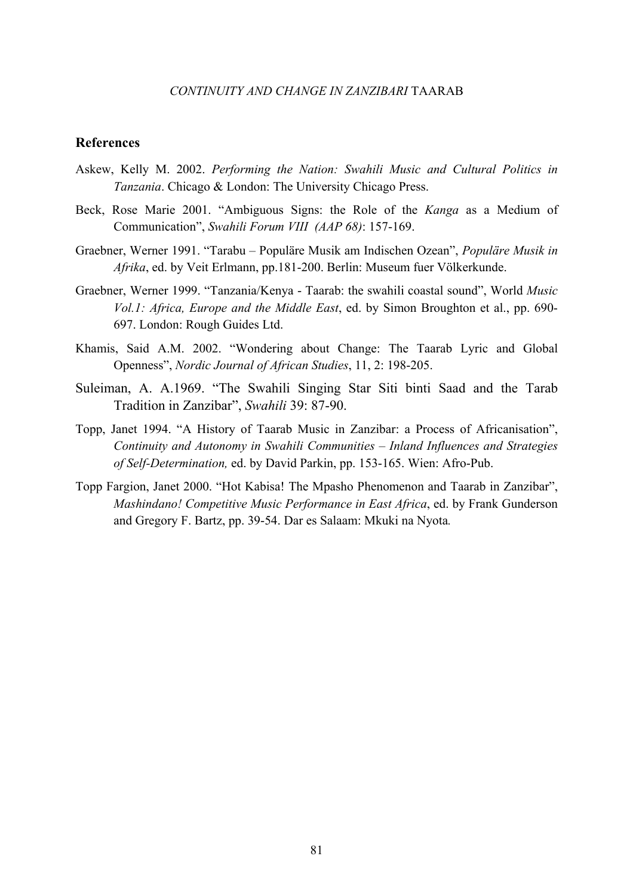## References

Askew, Kelly M. 2002. *Performing the Nation: Swahili Music and Cultural Politics in Tanzania*. Chicago & London: The University Chicago Press.

Beck, Rose Marie 2001. "Ambiguous Signs: the Role of the *Kanga* as a Medium of Communication", *Swahili Forum VIII (AAP 68)*: 157-169.

Graebner, Werner 1991. "Tarabu – Populäre Musik am Indischen Ozean", *Populäre Musik in Afrika*, ed. by Veit Erlmann, pp.181-200. Berlin: Museum fuer Völkerkunde.

Graebner, Werner 1999. "Tanzania/Kenya - Taarab: the swahili coastal sound", World *Music Vol.1: Africa, Europe and the Middle East*, ed. by Simon Broughton et al., pp. 690-697. London: Rough Guides Ltd.

Khamis, Said A.M. 2002. "Wondering about Change: The Taarab Lyric and Global Openness", *Nordic Journal of African Studies*, 11, 2: 198-205.

Suleiman, A. A.1969. "The Swahili Singing Star Siti binti Saad and the Tarab Tradition in Zanzibar", *Swahili* 39: 87-90.

Topp, Janet 1994. "A History of Taarab Music in Zanzibar: a Process of Africanisation", *Continuity and Autonomy in Swahili Communities – Inland Influences and Strategies of Self-Determination,* ed. by David Parkin, pp. 153-165. Wien: Afro-Pub.

Topp Fargion, Janet 2000. "Hot Kabisa! The Mpasho Phenomenon and Taarab in Zanzibar", *Mashindano! Competitive Music Performance in East Africa*, ed. by Frank Gunderson and Gregory F. Bartz, pp. 39-54. Dar es Salaam: Mkuki na Nyota.